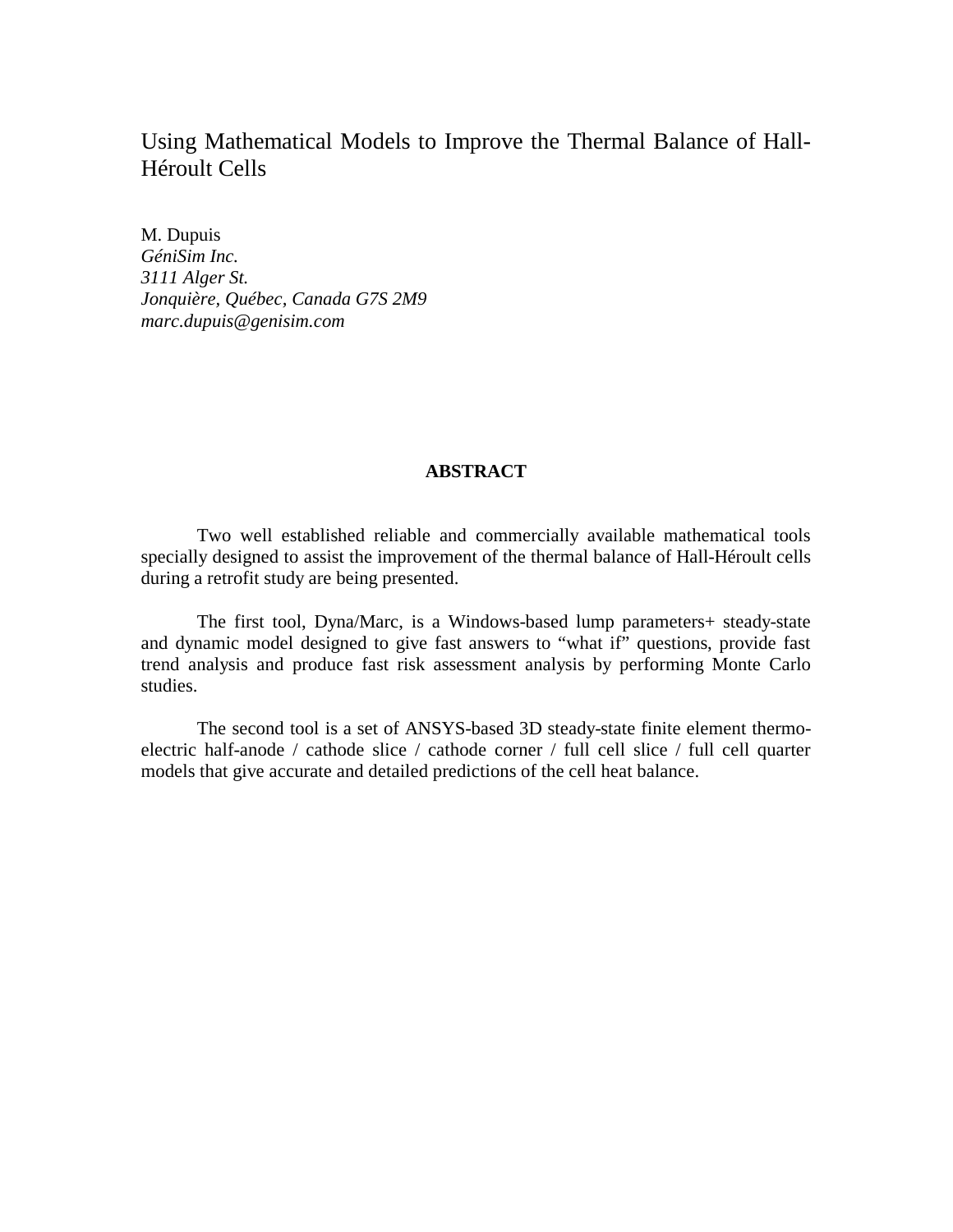# Using Mathematical Models to Improve the Thermal Balance of Hall-Héroult Cells

M. Dupuis
*GéniSim Inc.*
*3111 Alger St.*
*Jonquière, Québec, Canada G7S 2M9*
*marc.dupuis@genisim.com*

## ABSTRACT

Two well established reliable and commercially available mathematical tools specially designed to assist the improvement of the thermal balance of Hall-Héroult cells during a retrofit study are being presented.

The first tool, Dyna/Marc, is a Windows-based lump parameters+ steady-state and dynamic model designed to give fast answers to "what if" questions, provide fast trend analysis and produce fast risk assessment analysis by performing Monte Carlo studies.

The second tool is a set of ANSYS-based 3D steady-state finite element thermo-electric half-anode / cathode slice / cathode corner / full cell slice / full cell quarter models that give accurate and detailed predictions of the cell heat balance.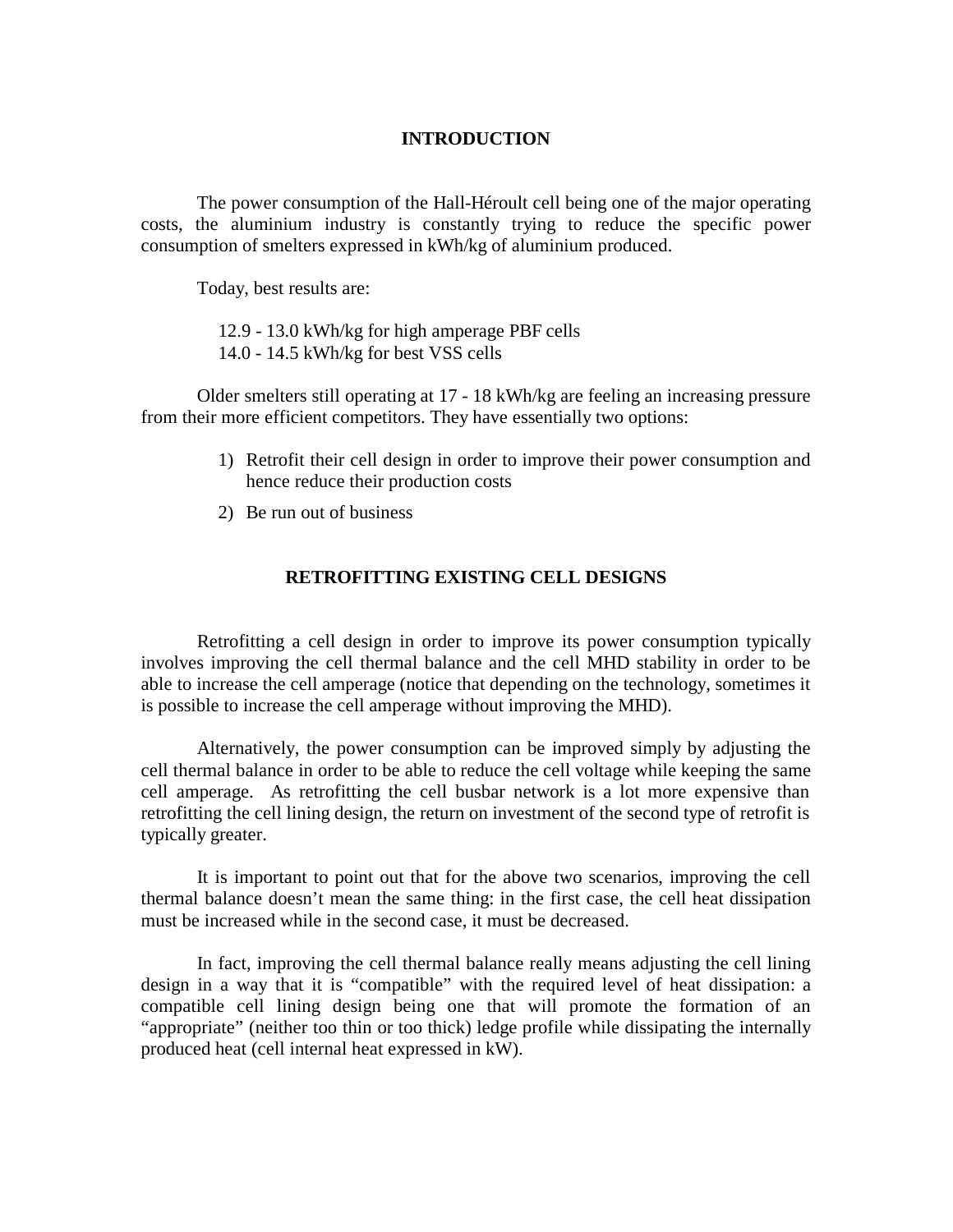## INTRODUCTION

The power consumption of the Hall-Héroult cell being one of the major operating costs, the aluminium industry is constantly trying to reduce the specific power consumption of smelters expressed in kWh/kg of aluminium produced.

Today, best results are:

12.9 - 13.0 kWh/kg for high amperage PBF cells
14.0 - 14.5 kWh/kg for best VSS cells

Older smelters still operating at 17 - 18 kWh/kg are feeling an increasing pressure from their more efficient competitors. They have essentially two options:

1) Retrofit their cell design in order to improve their power consumption and hence reduce their production costs
2) Be run out of business

## RETROFITTING EXISTING CELL DESIGNS

Retrofitting a cell design in order to improve its power consumption typically involves improving the cell thermal balance and the cell MHD stability in order to be able to increase the cell amperage (notice that depending on the technology, sometimes it is possible to increase the cell amperage without improving the MHD).

Alternatively, the power consumption can be improved simply by adjusting the cell thermal balance in order to be able to reduce the cell voltage while keeping the same cell amperage. As retrofitting the cell busbar network is a lot more expensive than retrofitting the cell lining design, the return on investment of the second type of retrofit is typically greater.

It is important to point out that for the above two scenarios, improving the cell thermal balance doesn't mean the same thing: in the first case, the cell heat dissipation must be increased while in the second case, it must be decreased.

In fact, improving the cell thermal balance really means adjusting the cell lining design in a way that it is "compatible" with the required level of heat dissipation: a compatible cell lining design being one that will promote the formation of an "appropriate" (neither too thin or too thick) ledge profile while dissipating the internally produced heat (cell internal heat expressed in kW).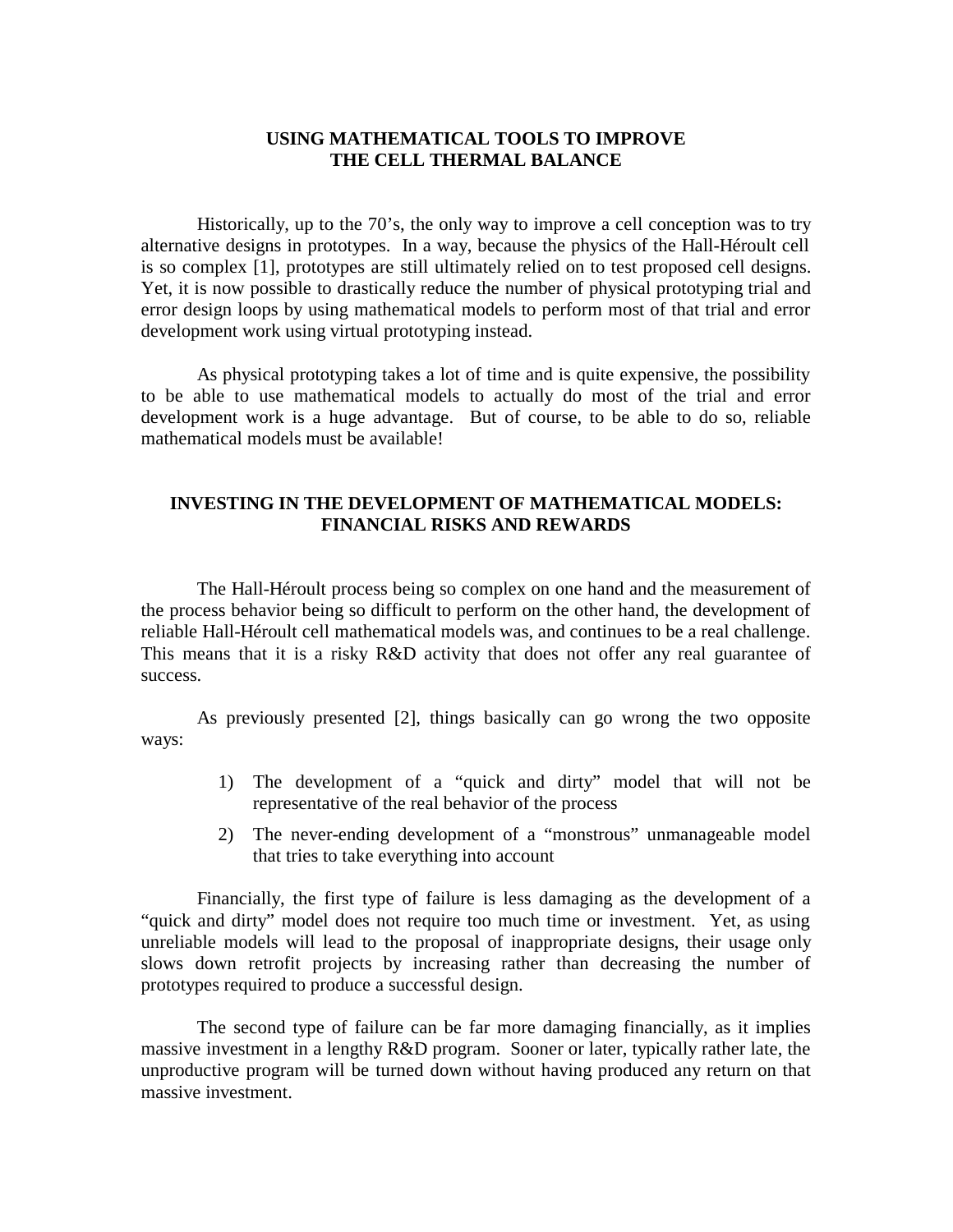## USING MATHEMATICAL TOOLS TO IMPROVE THE CELL THERMAL BALANCE

Historically, up to the 70's, the only way to improve a cell conception was to try alternative designs in prototypes. In a way, because the physics of the Hall-Héroult cell is so complex [1], prototypes are still ultimately relied on to test proposed cell designs. Yet, it is now possible to drastically reduce the number of physical prototyping trial and error design loops by using mathematical models to perform most of that trial and error development work using virtual prototyping instead.

As physical prototyping takes a lot of time and is quite expensive, the possibility to be able to use mathematical models to actually do most of the trial and error development work is a huge advantage. But of course, to be able to do so, reliable mathematical models must be available!

## INVESTING IN THE DEVELOPMENT OF MATHEMATICAL MODELS: FINANCIAL RISKS AND REWARDS

The Hall-Héroult process being so complex on one hand and the measurement of the process behavior being so difficult to perform on the other hand, the development of reliable Hall-Héroult cell mathematical models was, and continues to be a real challenge. This means that it is a risky R&D activity that does not offer any real guarantee of success.

As previously presented [2], things basically can go wrong the two opposite ways:

1) The development of a "quick and dirty" model that will not be representative of the real behavior of the process
2) The never-ending development of a "monstrous" unmanageable model that tries to take everything into account

Financially, the first type of failure is less damaging as the development of a "quick and dirty" model does not require too much time or investment. Yet, as using unreliable models will lead to the proposal of inappropriate designs, their usage only slows down retrofit projects by increasing rather than decreasing the number of prototypes required to produce a successful design.

The second type of failure can be far more damaging financially, as it implies massive investment in a lengthy R&D program. Sooner or later, typically rather late, the unproductive program will be turned down without having produced any return on that massive investment.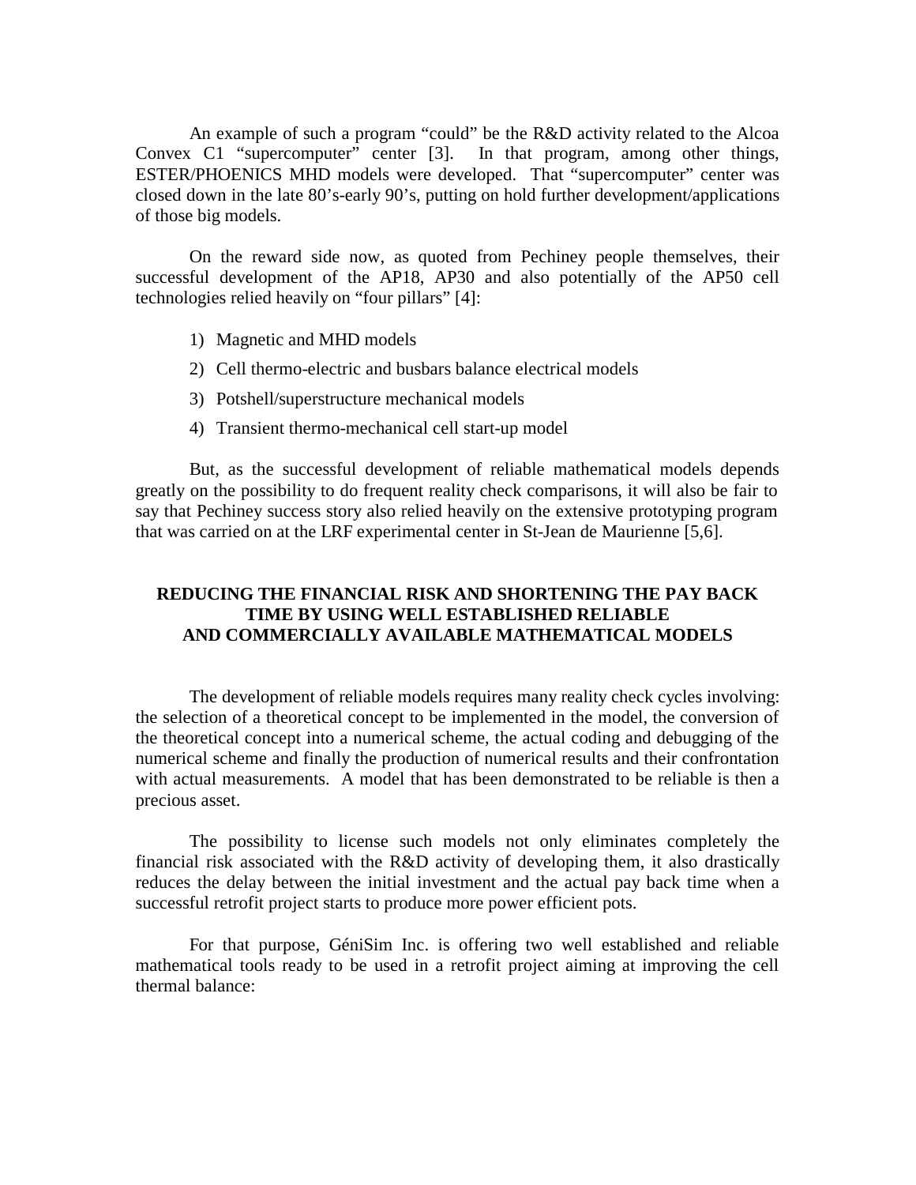An example of such a program "could" be the R&D activity related to the Alcoa Convex C1 "supercomputer" center [3]. In that program, among other things, ESTER/PHOENICS MHD models were developed. That "supercomputer" center was closed down in the late 80's-early 90's, putting on hold further development/applications of those big models.

On the reward side now, as quoted from Pechiney people themselves, their successful development of the AP18, AP30 and also potentially of the AP50 cell technologies relied heavily on "four pillars" [4]:

1) Magnetic and MHD models
2) Cell thermo-electric and busbars balance electrical models
3) Potshell/superstructure mechanical models
4) Transient thermo-mechanical cell start-up model

But, as the successful development of reliable mathematical models depends greatly on the possibility to do frequent reality check comparisons, it will also be fair to say that Pechiney success story also relied heavily on the extensive prototyping program that was carried on at the LRF experimental center in St-Jean de Maurienne [5,6].

## REDUCING THE FINANCIAL RISK AND SHORTENING THE PAY BACK TIME BY USING WELL ESTABLISHED RELIABLE AND COMMERCIALLY AVAILABLE MATHEMATICAL MODELS

The development of reliable models requires many reality check cycles involving: the selection of a theoretical concept to be implemented in the model, the conversion of the theoretical concept into a numerical scheme, the actual coding and debugging of the numerical scheme and finally the production of numerical results and their confrontation with actual measurements. A model that has been demonstrated to be reliable is then a precious asset.

The possibility to license such models not only eliminates completely the financial risk associated with the R&D activity of developing them, it also drastically reduces the delay between the initial investment and the actual pay back time when a successful retrofit project starts to produce more power efficient pots.

For that purpose, GéniSim Inc. is offering two well established and reliable mathematical tools ready to be used in a retrofit project aiming at improving the cell thermal balance: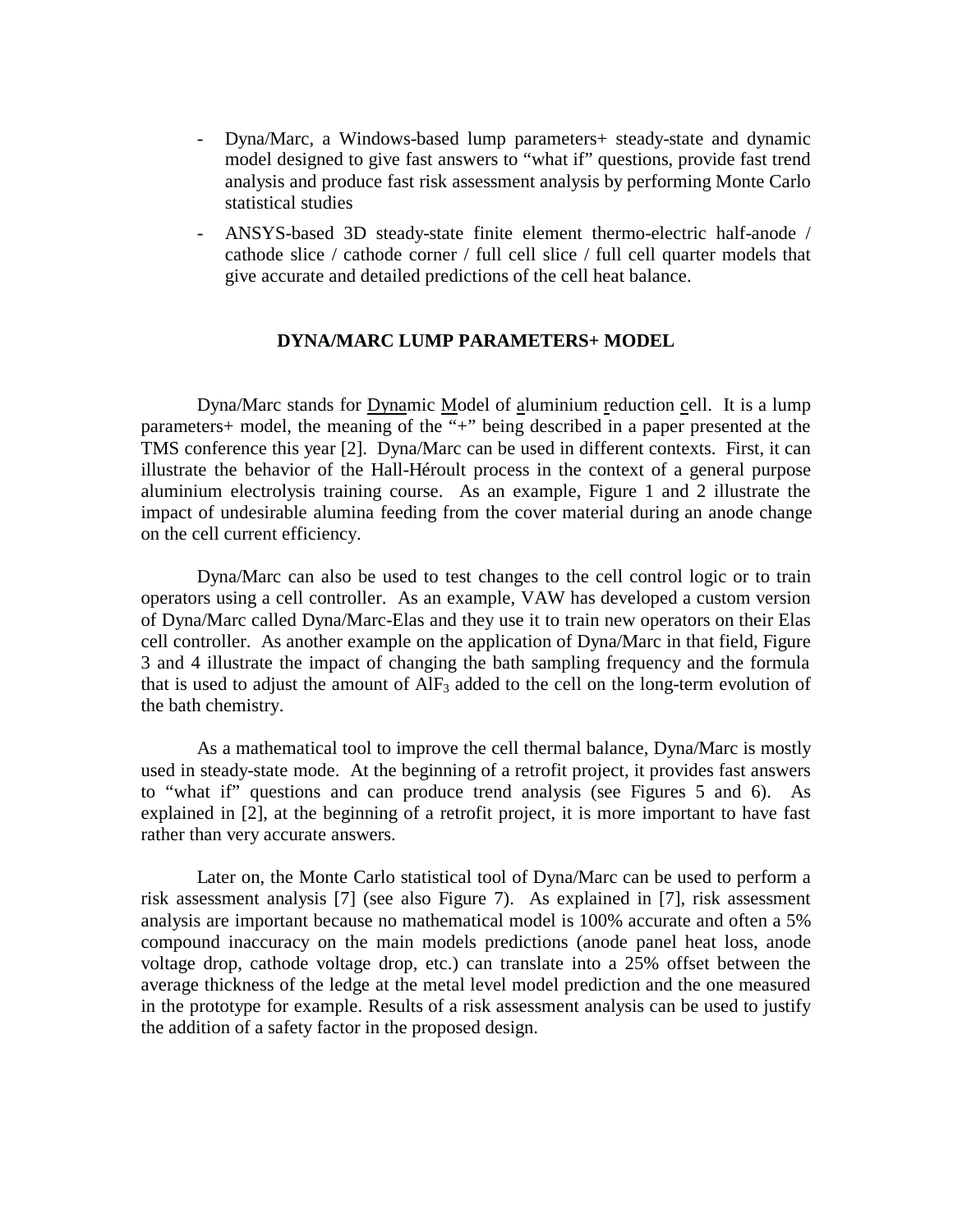- Dyna/Marc, a Windows-based lump parameters+ steady-state and dynamic model designed to give fast answers to "what if" questions, provide fast trend analysis and produce fast risk assessment analysis by performing Monte Carlo statistical studies
- ANSYS-based 3D steady-state finite element thermo-electric half-anode / cathode slice / cathode corner / full cell slice / full cell quarter models that give accurate and detailed predictions of the cell heat balance.

## DYNA/MARC LUMP PARAMETERS+ MODEL

Dyna/Marc stands for Dynamic Model of aluminium reduction cell. It is a lump parameters+ model, the meaning of the "+" being described in a paper presented at the TMS conference this year [2]. Dyna/Marc can be used in different contexts. First, it can illustrate the behavior of the Hall-Héroult process in the context of a general purpose aluminium electrolysis training course. As an example, Figure 1 and 2 illustrate the impact of undesirable alumina feeding from the cover material during an anode change on the cell current efficiency.

Dyna/Marc can also be used to test changes to the cell control logic or to train operators using a cell controller. As an example, VAW has developed a custom version of Dyna/Marc called Dyna/Marc-Elas and they use it to train new operators on their Elas cell controller. As another example on the application of Dyna/Marc in that field, Figure 3 and 4 illustrate the impact of changing the bath sampling frequency and the formula that is used to adjust the amount of $AlF_3$ added to the cell on the long-term evolution of the bath chemistry.

As a mathematical tool to improve the cell thermal balance, Dyna/Marc is mostly used in steady-state mode. At the beginning of a retrofit project, it provides fast answers to "what if" questions and can produce trend analysis (see Figures 5 and 6). As explained in [2], at the beginning of a retrofit project, it is more important to have fast rather than very accurate answers.

Later on, the Monte Carlo statistical tool of Dyna/Marc can be used to perform a risk assessment analysis [7] (see also Figure 7). As explained in [7], risk assessment analysis are important because no mathematical model is 100% accurate and often a 5% compound inaccuracy on the main models predictions (anode panel heat loss, anode voltage drop, cathode voltage drop, etc.) can translate into a 25% offset between the average thickness of the ledge at the metal level model prediction and the one measured in the prototype for example. Results of a risk assessment analysis can be used to justify the addition of a safety factor in the proposed design.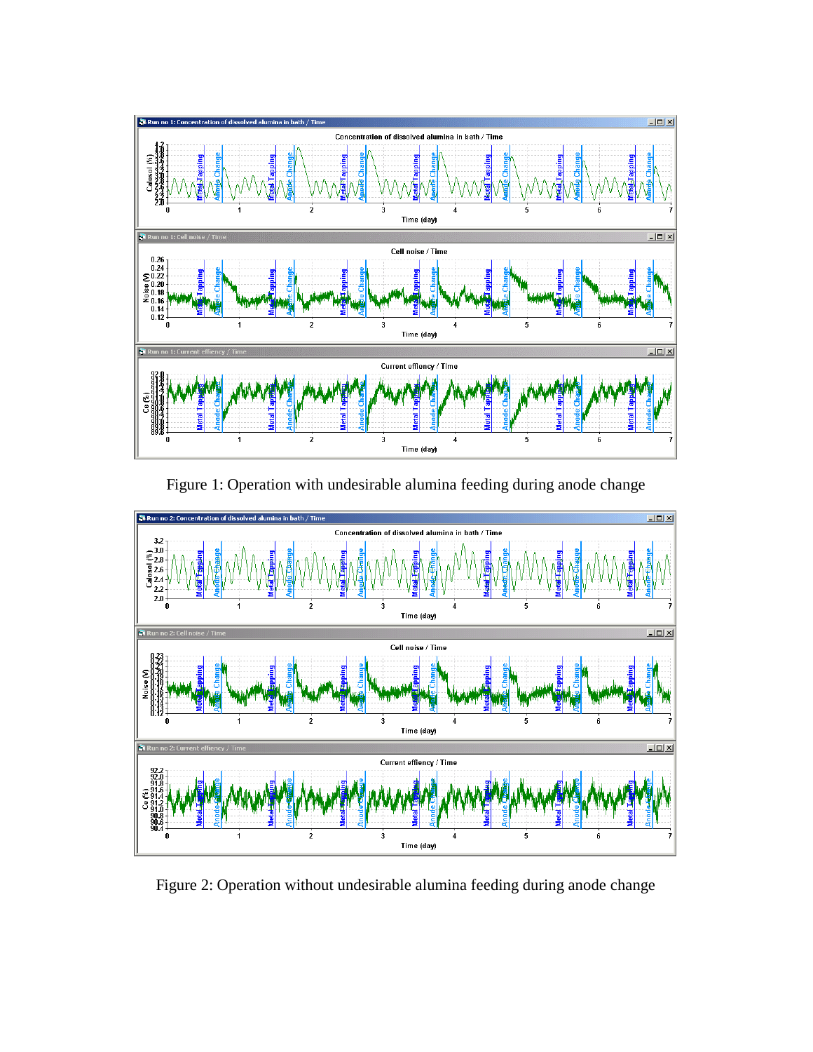Figure 1: Operation with undesirable alumina feeding during anode change

Figure 2: Operation without undesirable alumina feeding during anode change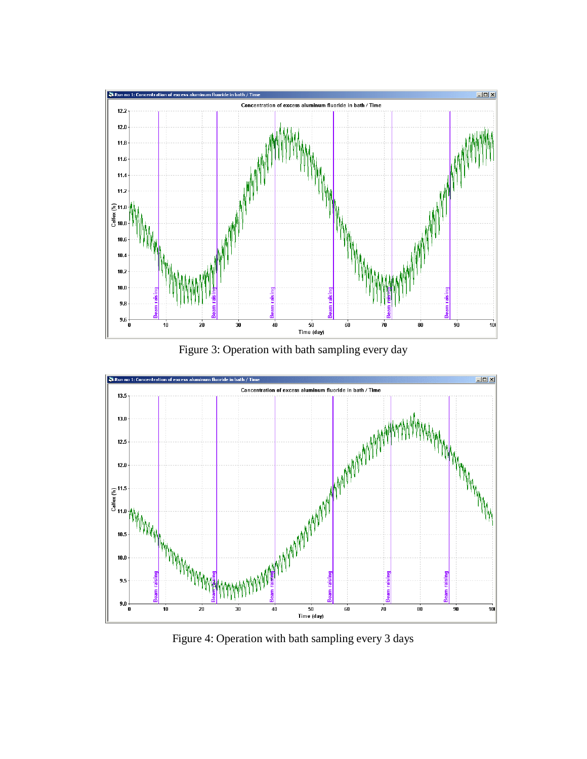Figure 3: Operation with bath sampling every day

Figure 4: Operation with bath sampling every 3 days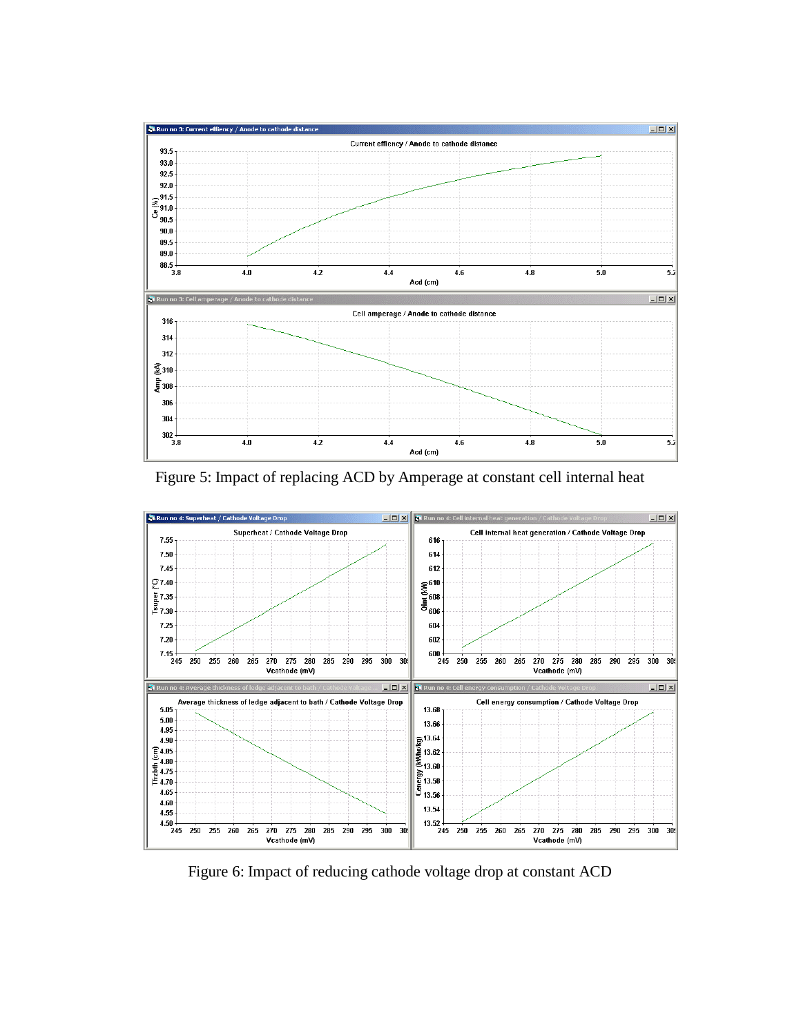Figure 5: Impact of replacing ACD by Amperage at constant cell internal heat

Figure 6: Impact of reducing cathode voltage drop at constant ACD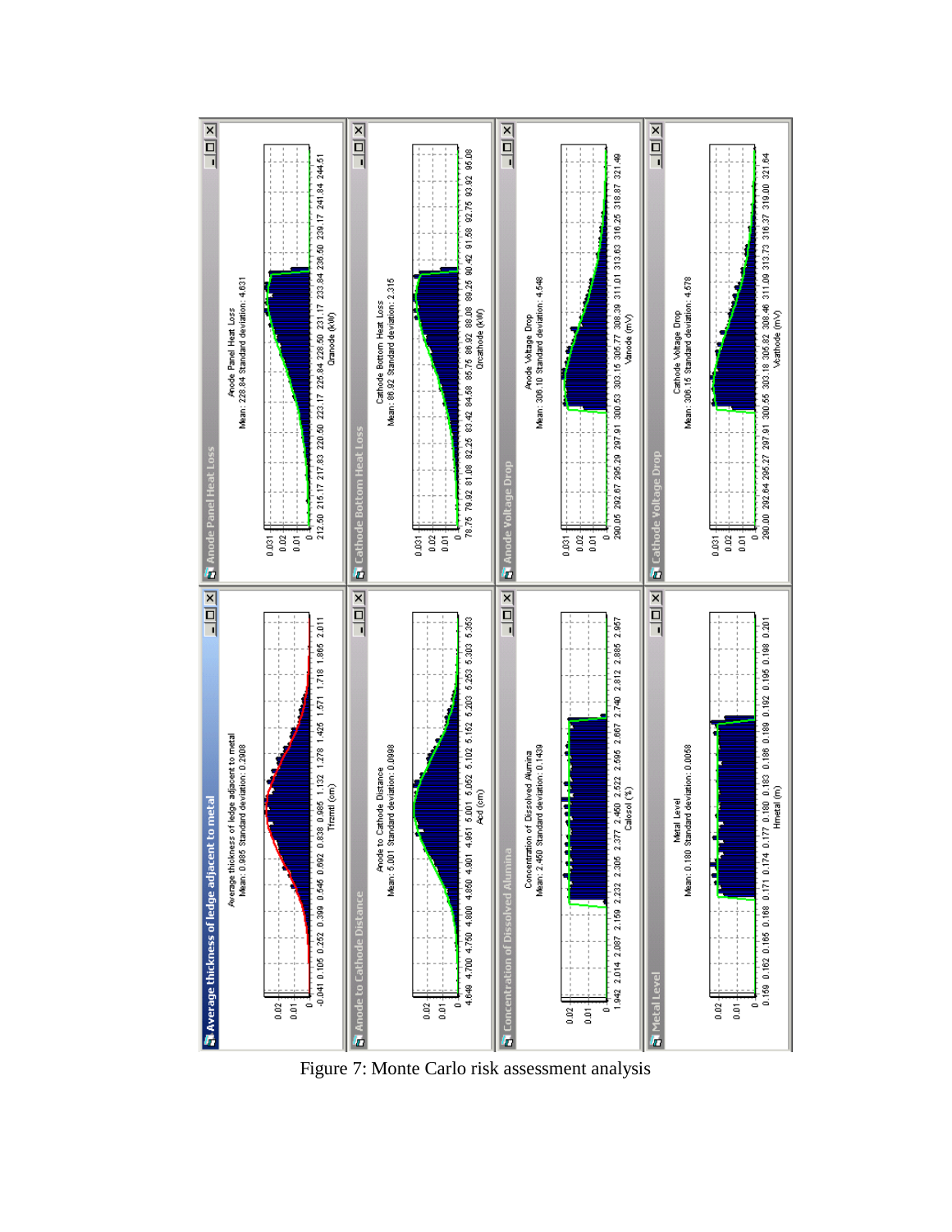Figure 7: Monte Carlo risk assessment analysis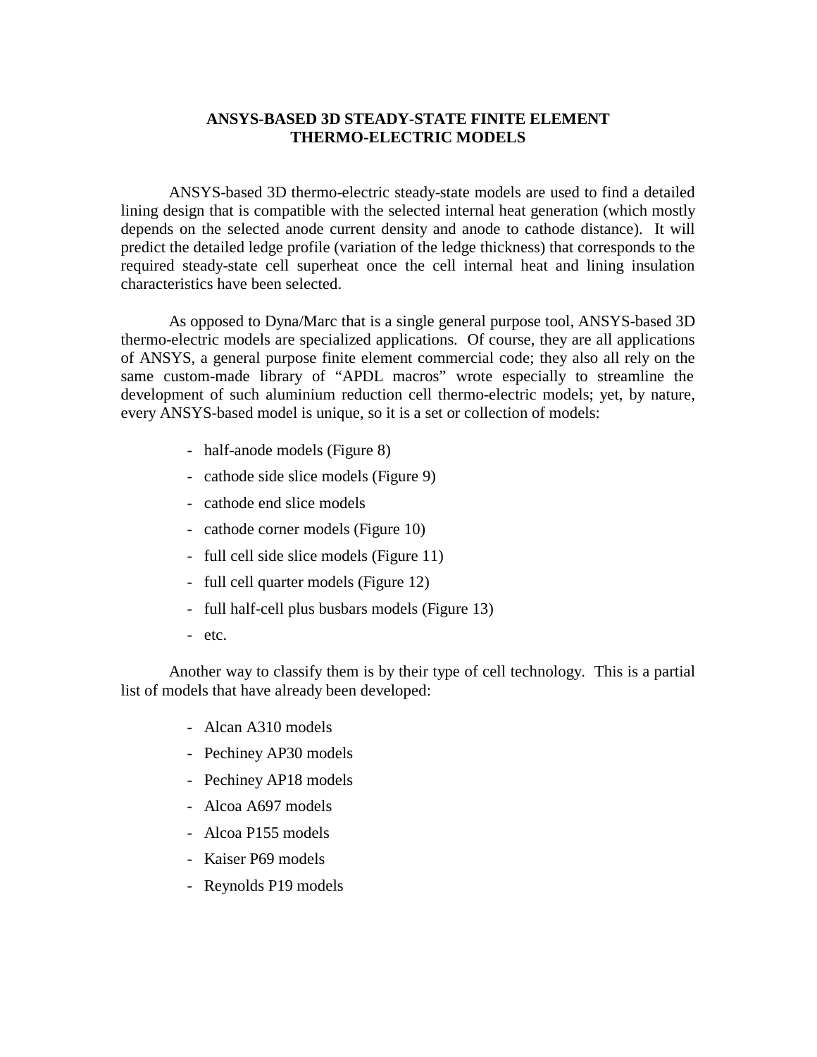## ANSYS-BASED 3D STEADY-STATE FINITE ELEMENT THERMO-ELECTRIC MODELS

ANSYS-based 3D thermo-electric steady-state models are used to find a detailed lining design that is compatible with the selected internal heat generation (which mostly depends on the selected anode current density and anode to cathode distance). It will predict the detailed ledge profile (variation of the ledge thickness) that corresponds to the required steady-state cell superheat once the cell internal heat and lining insulation characteristics have been selected.

As opposed to Dyna/Marc that is a single general purpose tool, ANSYS-based 3D thermo-electric models are specialized applications. Of course, they are all applications of ANSYS, a general purpose finite element commercial code; they also all rely on the same custom-made library of "APDL macros" wrote especially to streamline the development of such aluminium reduction cell thermo-electric models; yet, by nature, every ANSYS-based model is unique, so it is a set or collection of models:

- half-anode models (Figure 8)
- cathode side slice models (Figure 9)
- cathode end slice models
- cathode corner models (Figure 10)
- full cell side slice models (Figure 11)
- full cell quarter models (Figure 12)
- full half-cell plus busbars models (Figure 13)
- etc.

Another way to classify them is by their type of cell technology. This is a partial list of models that have already been developed:

- Alcan A310 models
- Pechiney AP30 models
- Pechiney AP18 models
- Alcoa A697 models
- Alcoa P155 models
- Kaiser P69 models
- Reynolds P19 models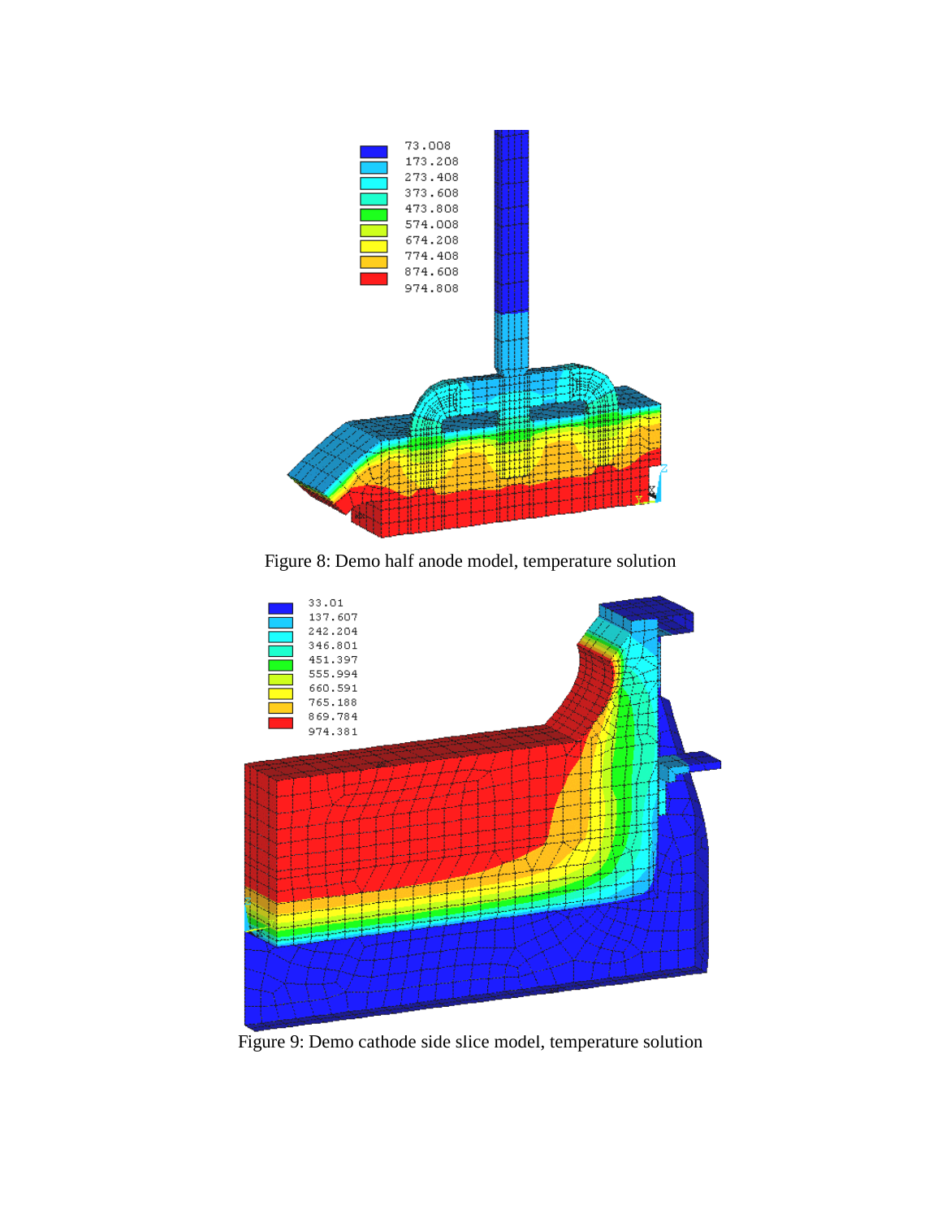Figure 8: Demo half anode model, temperature solution

Figure 9: Demo cathode side slice model, temperature solution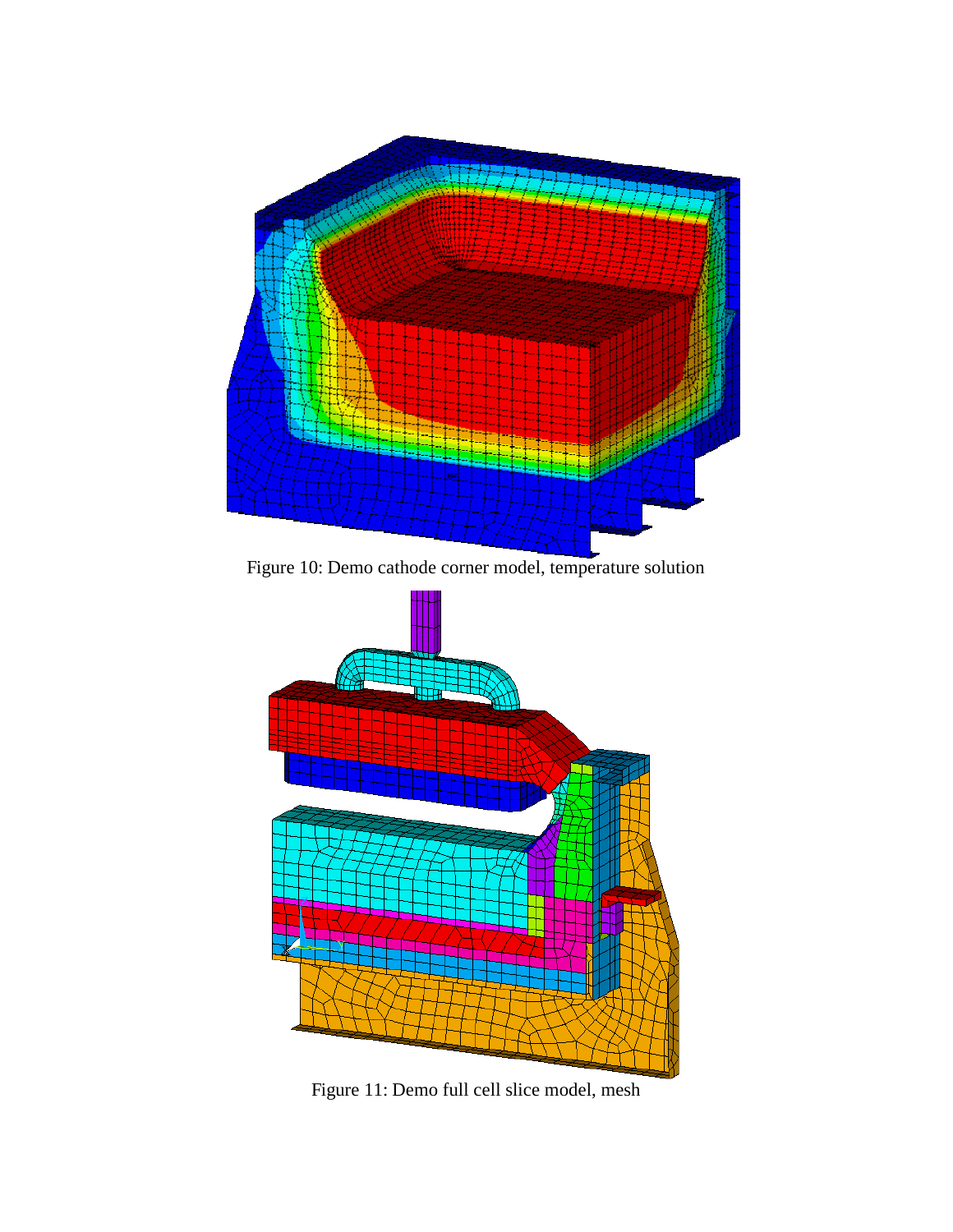Figure 10: Demo cathode corner model, temperature solution

Figure 11: Demo full cell slice model, mesh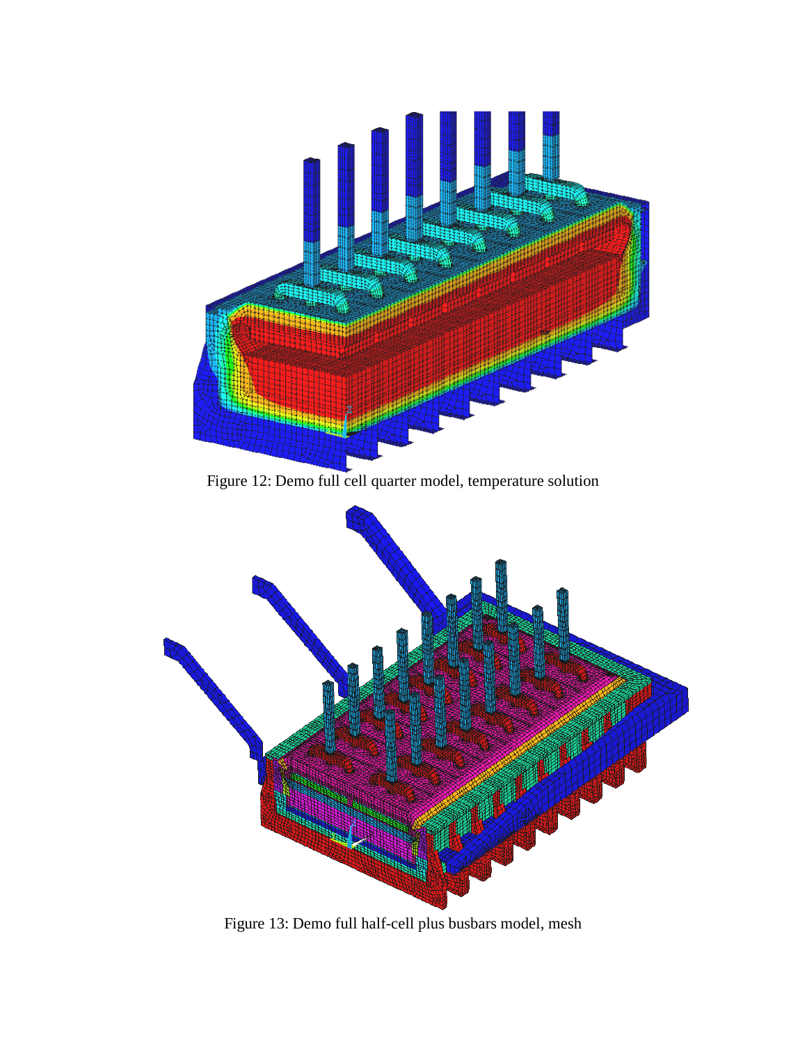Figure 12: Demo full cell quarter model, temperature solution

Figure 13: Demo full half-cell plus busbars model, mesh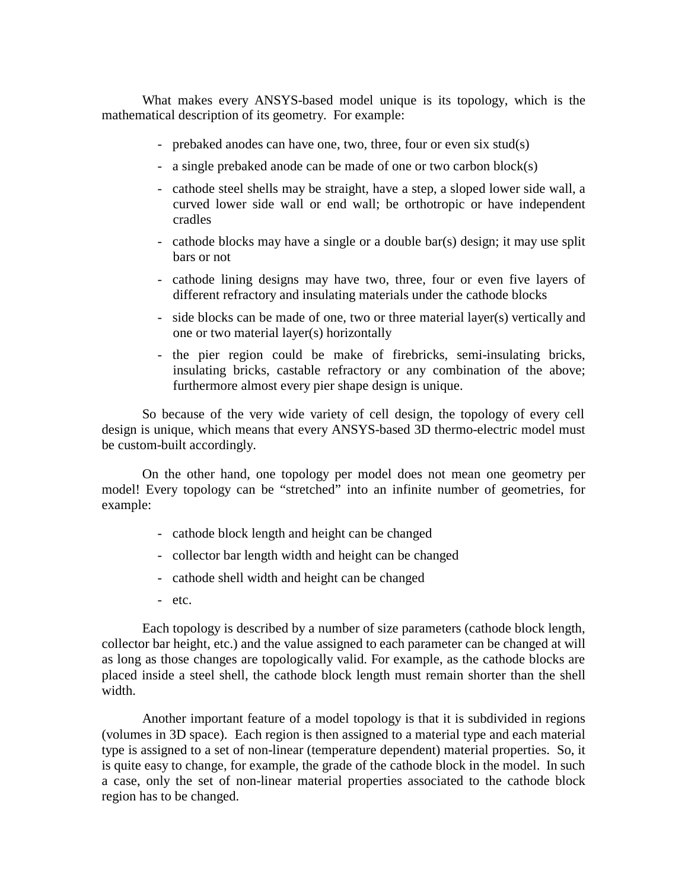What makes every ANSYS-based model unique is its topology, which is the mathematical description of its geometry. For example:

- prebaked anodes can have one, two, three, four or even six stud(s)
- a single prebaked anode can be made of one or two carbon block(s)
- cathode steel shells may be straight, have a step, a sloped lower side wall, a curved lower side wall or end wall; be orthotropic or have independent cradles
- cathode blocks may have a single or a double bar(s) design; it may use split bars or not
- cathode lining designs may have two, three, four or even five layers of different refractory and insulating materials under the cathode blocks
- side blocks can be made of one, two or three material layer(s) vertically and one or two material layer(s) horizontally
- the pier region could be make of firebricks, semi-insulating bricks, insulating bricks, castable refractory or any combination of the above; furthermore almost every pier shape design is unique.

So because of the very wide variety of cell design, the topology of every cell design is unique, which means that every ANSYS-based 3D thermo-electric model must be custom-built accordingly.

On the other hand, one topology per model does not mean one geometry per model! Every topology can be "stretched" into an infinite number of geometries, for example:

- cathode block length and height can be changed
- collector bar length width and height can be changed
- cathode shell width and height can be changed
- etc.

Each topology is described by a number of size parameters (cathode block length, collector bar height, etc.) and the value assigned to each parameter can be changed at will as long as those changes are topologically valid. For example, as the cathode blocks are placed inside a steel shell, the cathode block length must remain shorter than the shell width.

Another important feature of a model topology is that it is subdivided in regions (volumes in 3D space). Each region is then assigned to a material type and each material type is assigned to a set of non-linear (temperature dependent) material properties. So, it is quite easy to change, for example, the grade of the cathode block in the model. In such a case, only the set of non-linear material properties associated to the cathode block region has to be changed.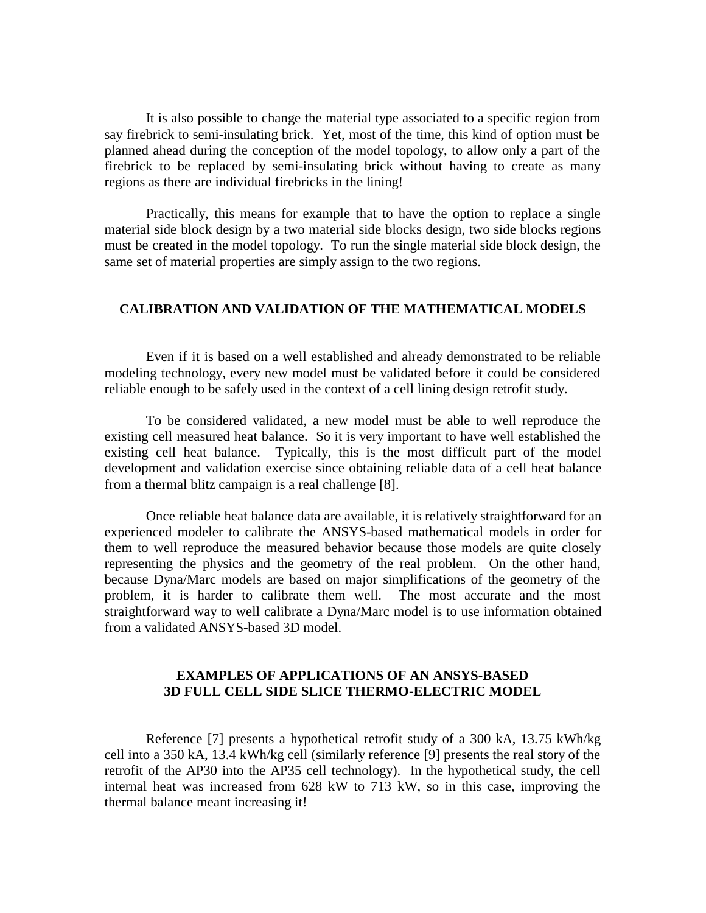It is also possible to change the material type associated to a specific region from say firebrick to semi-insulating brick. Yet, most of the time, this kind of option must be planned ahead during the conception of the model topology, to allow only a part of the firebrick to be replaced by semi-insulating brick without having to create as many regions as there are individual firebricks in the lining!

Practically, this means for example that to have the option to replace a single material side block design by a two material side blocks design, two side blocks regions must be created in the model topology. To run the single material side block design, the same set of material properties are simply assign to the two regions.

## CALIBRATION AND VALIDATION OF THE MATHEMATICAL MODELS

Even if it is based on a well established and already demonstrated to be reliable modeling technology, every new model must be validated before it could be considered reliable enough to be safely used in the context of a cell lining design retrofit study.

To be considered validated, a new model must be able to well reproduce the existing cell measured heat balance. So it is very important to have well established the existing cell heat balance. Typically, this is the most difficult part of the model development and validation exercise since obtaining reliable data of a cell heat balance from a thermal blitz campaign is a real challenge [8].

Once reliable heat balance data are available, it is relatively straightforward for an experienced modeler to calibrate the ANSYS-based mathematical models in order for them to well reproduce the measured behavior because those models are quite closely representing the physics and the geometry of the real problem. On the other hand, because Dyna/Marc models are based on major simplifications of the geometry of the problem, it is harder to calibrate them well. The most accurate and the most straightforward way to well calibrate a Dyna/Marc model is to use information obtained from a validated ANSYS-based 3D model.

## EXAMPLES OF APPLICATIONS OF AN ANSYS-BASED 3D FULL CELL SIDE SLICE THERMO-ELECTRIC MODEL

Reference [7] presents a hypothetical retrofit study of a 300 kA, 13.75 kWh/kg cell into a 350 kA, 13.4 kWh/kg cell (similarly reference [9] presents the real story of the retrofit of the AP30 into the AP35 cell technology). In the hypothetical study, the cell internal heat was increased from 628 kW to 713 kW, so in this case, improving the thermal balance meant increasing it!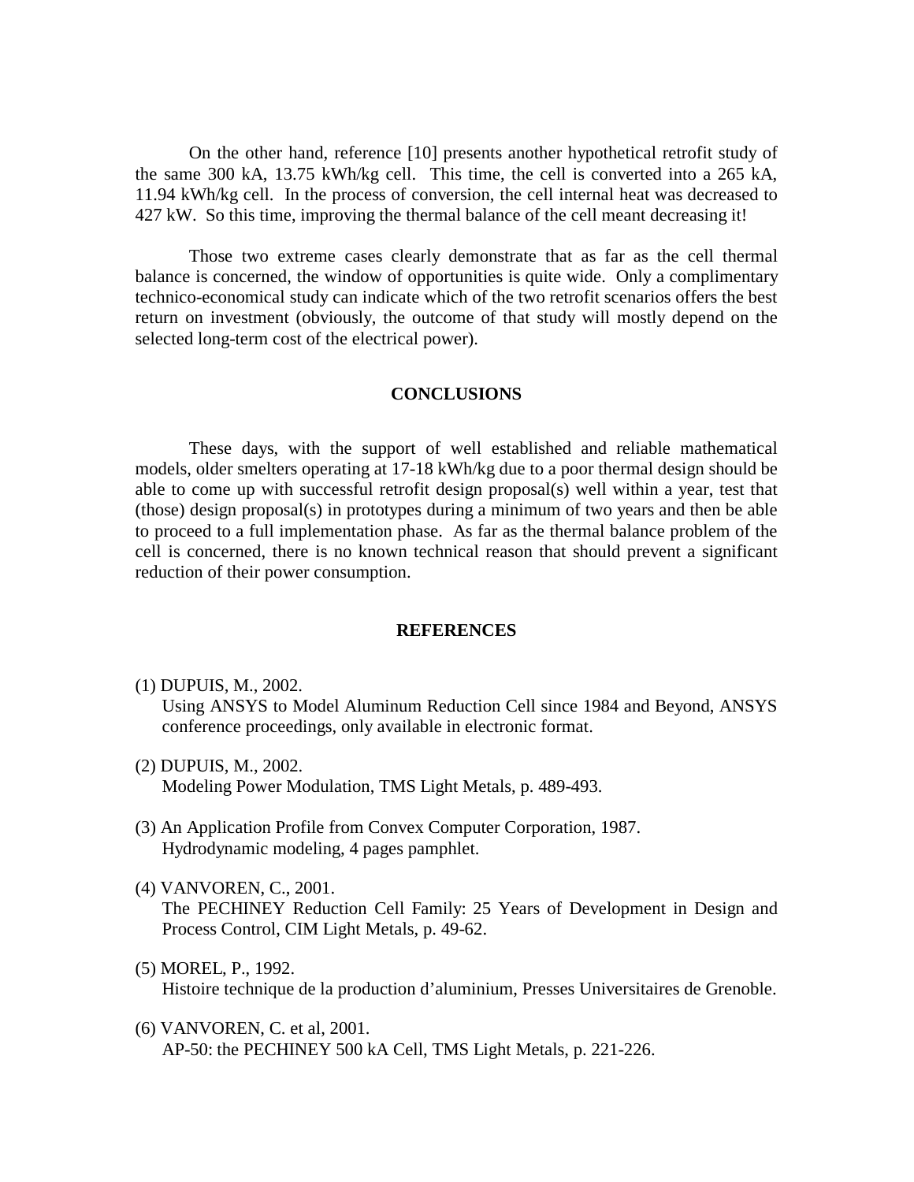On the other hand, reference [10] presents another hypothetical retrofit study of the same 300 kA, 13.75 kWh/kg cell. This time, the cell is converted into a 265 kA, 11.94 kWh/kg cell. In the process of conversion, the cell internal heat was decreased to 427 kW. So this time, improving the thermal balance of the cell meant decreasing it!

Those two extreme cases clearly demonstrate that as far as the cell thermal balance is concerned, the window of opportunities is quite wide. Only a complimentary technico-economical study can indicate which of the two retrofit scenarios offers the best return on investment (obviously, the outcome of that study will mostly depend on the selected long-term cost of the electrical power).

## CONCLUSIONS

These days, with the support of well established and reliable mathematical models, older smelters operating at 17-18 kWh/kg due to a poor thermal design should be able to come up with successful retrofit design proposal(s) well within a year, test that (those) design proposal(s) in prototypes during a minimum of two years and then be able to proceed to a full implementation phase. As far as the thermal balance problem of the cell is concerned, there is no known technical reason that should prevent a significant reduction of their power consumption.

## REFERENCES

(1) DUPUIS, M., 2002.
Using ANSYS to Model Aluminum Reduction Cell since 1984 and Beyond, ANSYS conference proceedings, only available in electronic format.

(2) DUPUIS, M., 2002.
Modeling Power Modulation, TMS Light Metals, p. 489-493.

(3) An Application Profile from Convex Computer Corporation, 1987.
Hydrodynamic modeling, 4 pages pamphlet.

(4) VANVOREN, C., 2001.
The PECHINEY Reduction Cell Family: 25 Years of Development in Design and Process Control, CIM Light Metals, p. 49-62.

(5) MOREL, P., 1992.
Histoire technique de la production d'aluminium, Presses Universitaires de Grenoble.

(6) VANVOREN, C. et al, 2001.
AP-50: the PECHINEY 500 kA Cell, TMS Light Metals, p. 221-226.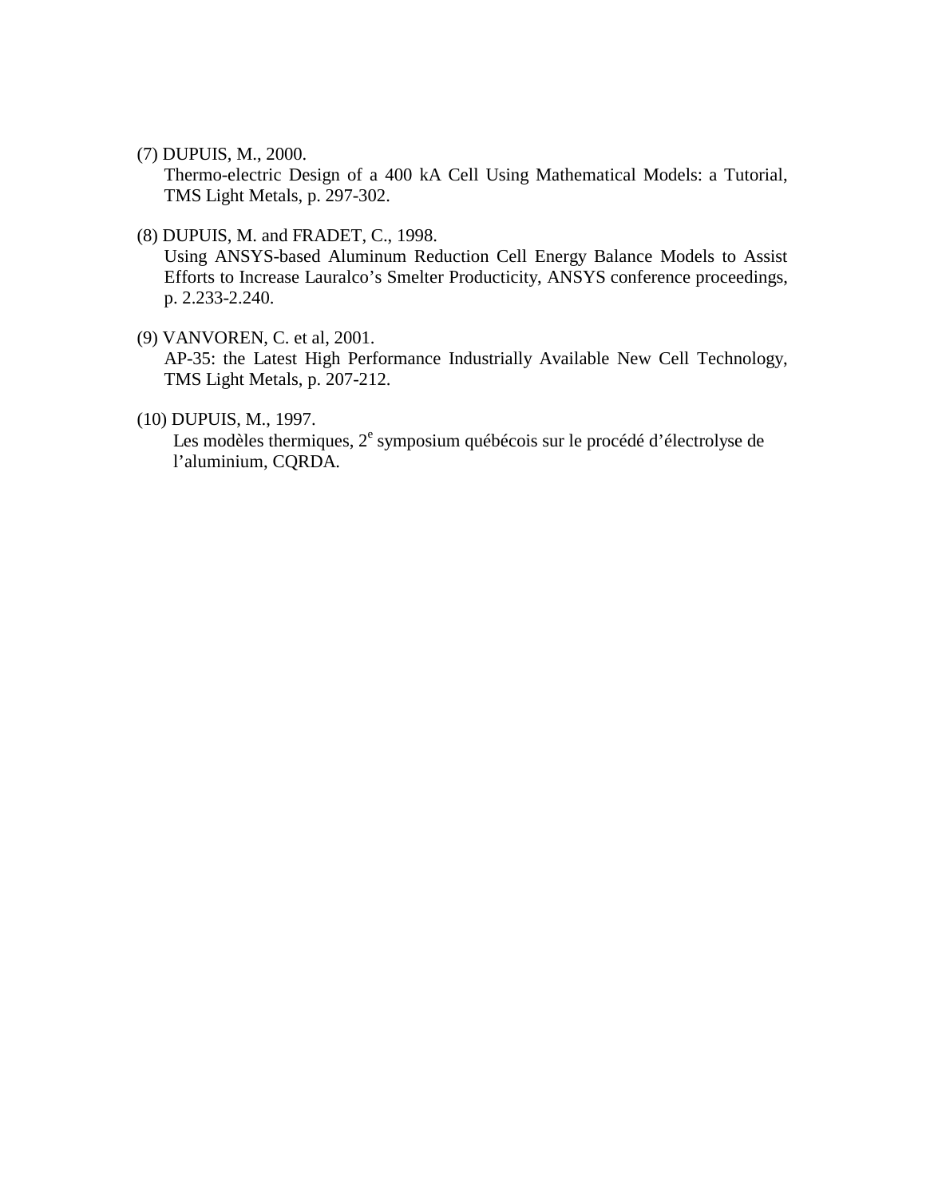(7) DUPUIS, M., 2000.
Thermo-electric Design of a 400 kA Cell Using Mathematical Models: a Tutorial, TMS Light Metals, p. 297-302.

(8) DUPUIS, M. and FRADET, C., 1998.
Using ANSYS-based Aluminum Reduction Cell Energy Balance Models to Assist Efforts to Increase Lauralco's Smelter Producticity, ANSYS conference proceedings, p. 2.233-2.240.

(9) VANVOREN, C. et al, 2001.
AP-35: the Latest High Performance Industrially Available New Cell Technology, TMS Light Metals, p. 207-212.

(10) DUPUIS, M., 1997.
Les modèles thermiques, 2[e] symposium québécois sur le procédé d'électrolyse de l'aluminium, CQRDA.